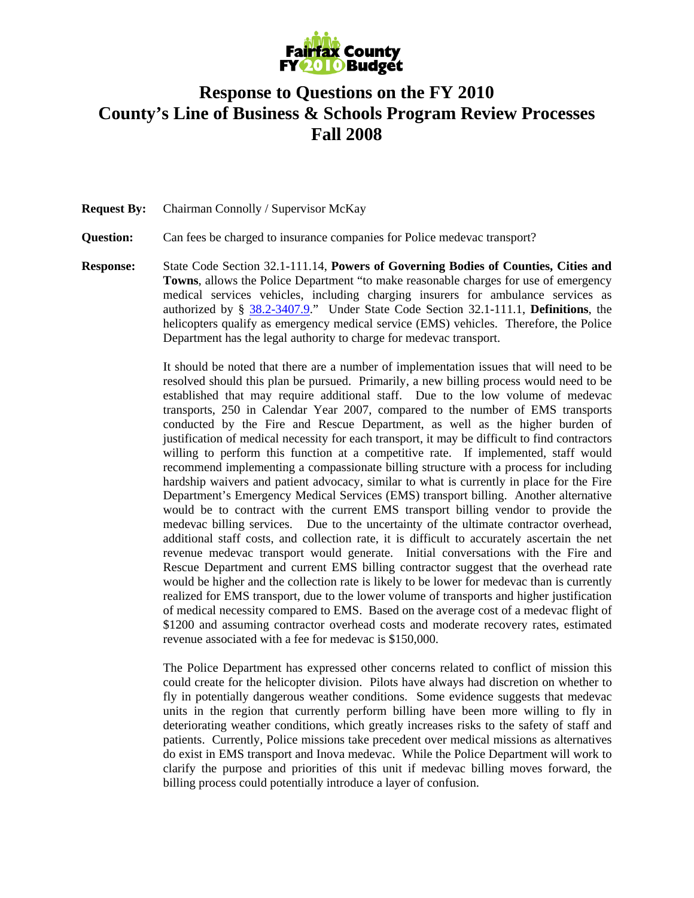# Response to Questions on the FY 2010 County's Line of Business & Schools Program Review Processes Fall 2008

**Request By:** Chairman Connolly / Supervisor McKay

**Question:** Can fees be charged to insurance companies for Police medevac transport?

**Response:** State Code Section 32.1-111.14, **Powers of Governing Bodies of Counties, Cities and Towns**, allows the Police Department "to make reasonable charges for use of emergency medical services vehicles, including charging insurers for ambulance services as authorized by § 38.2-3407.9." Under State Code Section 32.1-111.1, **Definitions**, the helicopters qualify as emergency medical service (EMS) vehicles. Therefore, the Police Department has the legal authority to charge for medevac transport.

It should be noted that there are a number of implementation issues that will need to be resolved should this plan be pursued. Primarily, a new billing process would need to be established that may require additional staff. Due to the low volume of medevac transports, 250 in Calendar Year 2007, compared to the number of EMS transports conducted by the Fire and Rescue Department, as well as the higher burden of justification of medical necessity for each transport, it may be difficult to find contractors willing to perform this function at a competitive rate. If implemented, staff would recommend implementing a compassionate billing structure with a process for including hardship waivers and patient advocacy, similar to what is currently in place for the Fire Department's Emergency Medical Services (EMS) transport billing. Another alternative would be to contract with the current EMS transport billing vendor to provide the medevac billing services. Due to the uncertainty of the ultimate contractor overhead, additional staff costs, and collection rate, it is difficult to accurately ascertain the net revenue medevac transport would generate. Initial conversations with the Fire and Rescue Department and current EMS billing contractor suggest that the overhead rate would be higher and the collection rate is likely to be lower for medevac than is currently realized for EMS transport, due to the lower volume of transports and higher justification of medical necessity compared to EMS. Based on the average cost of a medevac flight of $1200 and assuming contractor overhead costs and moderate recovery rates, estimated revenue associated with a fee for medevac is $150,000.

The Police Department has expressed other concerns related to conflict of mission this could create for the helicopter division. Pilots have always had discretion on whether to fly in potentially dangerous weather conditions. Some evidence suggests that medevac units in the region that currently perform billing have been more willing to fly in deteriorating weather conditions, which greatly increases risks to the safety of staff and patients. Currently, Police missions take precedent over medical missions as alternatives do exist in EMS transport and Inova medevac. While the Police Department will work to clarify the purpose and priorities of this unit if medevac billing moves forward, the billing process could potentially introduce a layer of confusion.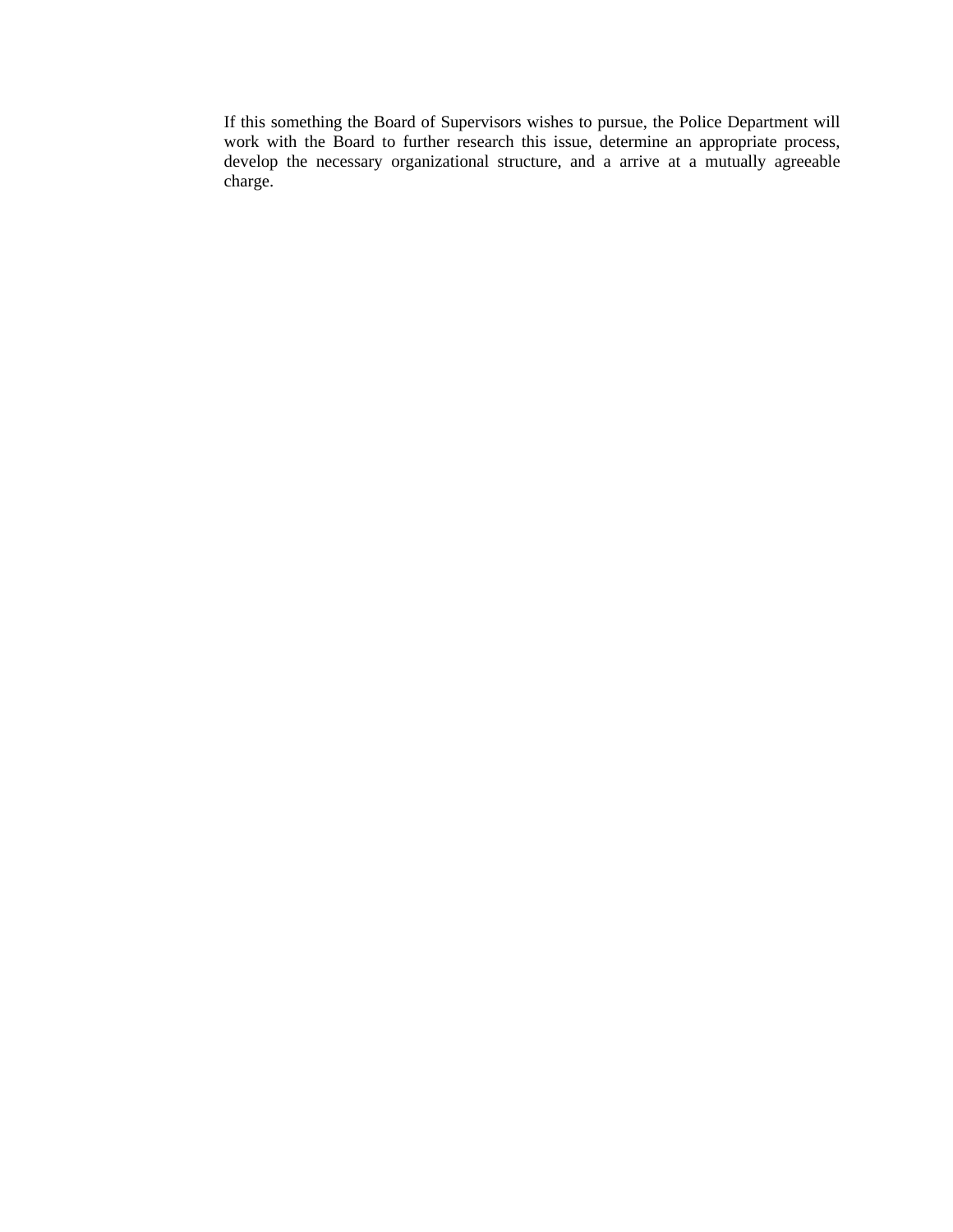If this something the Board of Supervisors wishes to pursue, the Police Department will work with the Board to further research this issue, determine an appropriate process, develop the necessary organizational structure, and a arrive at a mutually agreeable charge.